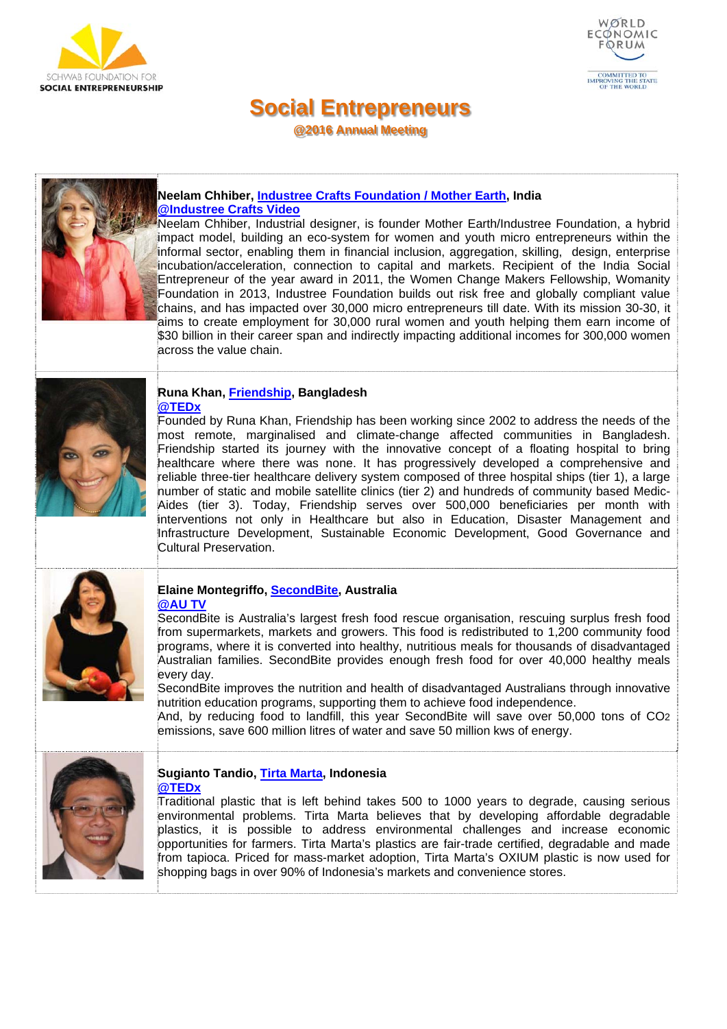SCHWAB FOUNDATION FOR SOCIAL ENTREPRENEURSHIP

WORLD ECONOMIC FORUM
COMMITTED TO IMPROVING THE STATE OF THE WORLD

# Social Entrepreneurs

## @2016 Annual Meeting

**Neelam Chhiber, Industree Crafts Foundation / Mother Earth, India**
**@Industree Crafts Video**

Neelam Chhiber, Industrial designer, is founder Mother Earth/Industree Foundation, a hybrid impact model, building an eco-system for women and youth micro entrepreneurs within the informal sector, enabling them in financial inclusion, aggregation, skilling, design, enterprise incubation/acceleration, connection to capital and markets. Recipient of the India Social Entrepreneur of the year award in 2011, the Women Change Makers Fellowship, Womanity Foundation in 2013, Industree Foundation builds out risk free and globally compliant value chains, and has impacted over 30,000 micro entrepreneurs till date. With its mission 30-30, it aims to create employment for 30,000 rural women and youth helping them earn income of $30 billion in their career span and indirectly impacting additional incomes for 300,000 women across the value chain.

**Runa Khan, Friendship, Bangladesh**
**@TEDx**

Founded by Runa Khan, Friendship has been working since 2002 to address the needs of the most remote, marginalised and climate-change affected communities in Bangladesh. Friendship started its journey with the innovative concept of a floating hospital to bring healthcare where there was none. It has progressively developed a comprehensive and reliable three-tier healthcare delivery system composed of three hospital ships (tier 1), a large number of static and mobile satellite clinics (tier 2) and hundreds of community based Medic-Aides (tier 3). Today, Friendship serves over 500,000 beneficiaries per month with interventions not only in Healthcare but also in Education, Disaster Management and Infrastructure Development, Sustainable Economic Development, Good Governance and Cultural Preservation.

**Elaine Montegriffo, SecondBite, Australia**
**@AU TV**

SecondBite is Australia's largest fresh food rescue organisation, rescuing surplus fresh food from supermarkets, markets and growers. This food is redistributed to 1,200 community food programs, where it is converted into healthy, nutritious meals for thousands of disadvantaged Australian families. SecondBite provides enough fresh food for over 40,000 healthy meals every day.

SecondBite improves the nutrition and health of disadvantaged Australians through innovative nutrition education programs, supporting them to achieve food independence.

And, by reducing food to landfill, this year SecondBite will save over 50,000 tons of $CO_2$ emissions, save 600 million litres of water and save 50 million kws of energy.

**Sugianto Tandio, Tirta Marta, Indonesia**
**@TEDx**

Traditional plastic that is left behind takes 500 to 1000 years to degrade, causing serious environmental problems. Tirta Marta believes that by developing affordable degradable plastics, it is possible to address environmental challenges and increase economic opportunities for farmers. Tirta Marta's plastics are fair-trade certified, degradable and made from tapioca. Priced for mass-market adoption, Tirta Marta's OXIUM plastic is now used for shopping bags in over 90% of Indonesia's markets and convenience stores.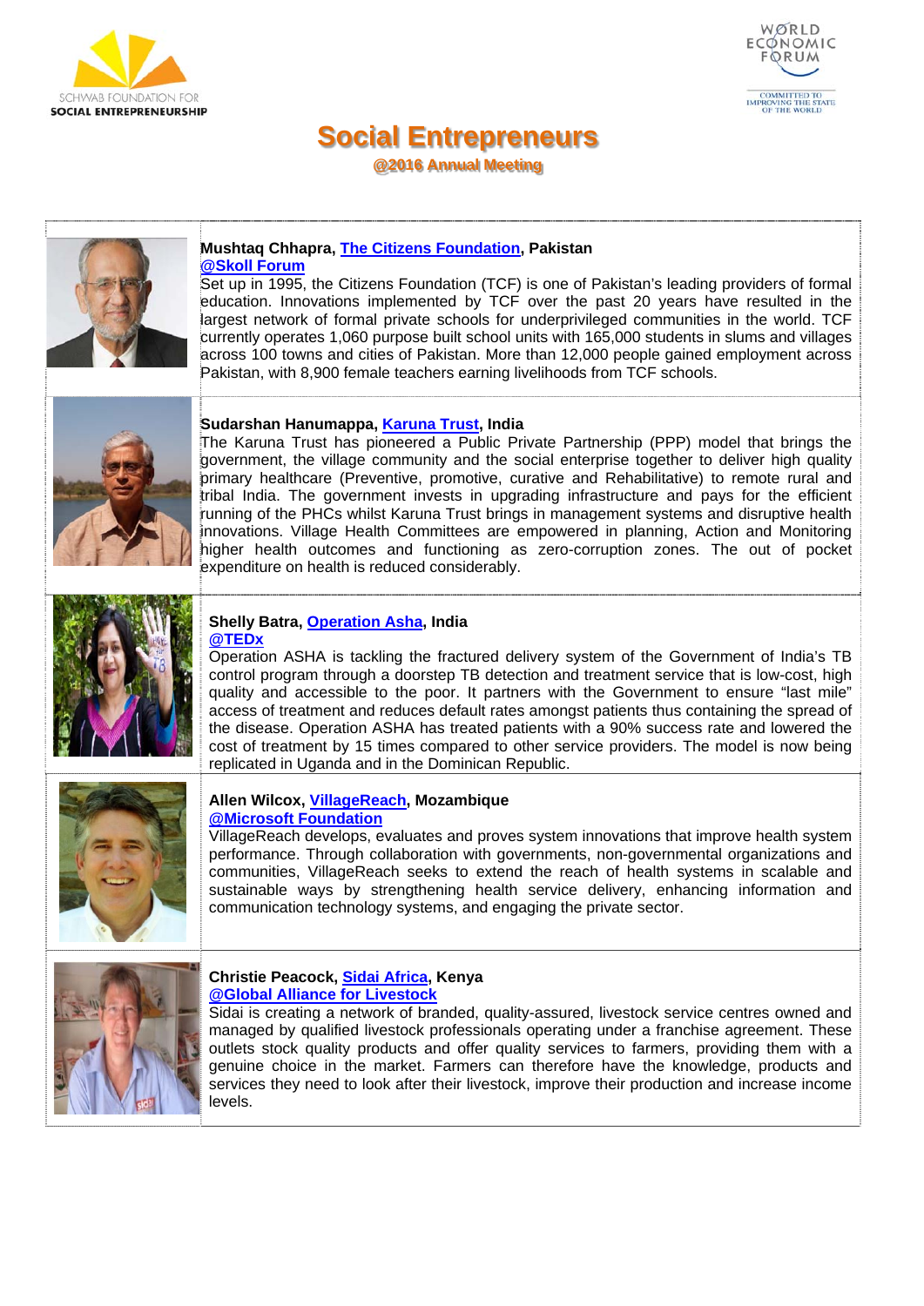# Social Entrepreneurs

## @2016 Annual Meeting

**Mushtaq Chhapra, The Citizens Foundation, Pakistan**
**@Skoll Forum**
Set up in 1995, the Citizens Foundation (TCF) is one of Pakistan's leading providers of formal education. Innovations implemented by TCF over the past 20 years have resulted in the largest network of formal private schools for underprivileged communities in the world. TCF currently operates 1,060 purpose built school units with 165,000 students in slums and villages across 100 towns and cities of Pakistan. More than 12,000 people gained employment across Pakistan, with 8,900 female teachers earning livelihoods from TCF schools.

**Sudarshan Hanumappa, Karuna Trust, India**
The Karuna Trust has pioneered a Public Private Partnership (PPP) model that brings the government, the village community and the social enterprise together to deliver high quality primary healthcare (Preventive, promotive, curative and Rehabilitative) to remote rural and tribal India. The government invests in upgrading infrastructure and pays for the efficient running of the PHCs whilst Karuna Trust brings in management systems and disruptive health innovations. Village Health Committees are empowered in planning, Action and Monitoring higher health outcomes and functioning as zero-corruption zones. The out of pocket expenditure on health is reduced considerably.

**Shelly Batra, Operation Asha, India**
**@TEDx**
Operation ASHA is tackling the fractured delivery system of the Government of India's TB control program through a doorstep TB detection and treatment service that is low-cost, high quality and accessible to the poor. It partners with the Government to ensure "last mile" access of treatment and reduces default rates amongst patients thus containing the spread of the disease. Operation ASHA has treated patients with a 90% success rate and lowered the cost of treatment by 15 times compared to other service providers. The model is now being replicated in Uganda and in the Dominican Republic.

**Allen Wilcox, VillageReach, Mozambique**
**@Microsoft Foundation**
VillageReach develops, evaluates and proves system innovations that improve health system performance. Through collaboration with governments, non-governmental organizations and communities, VillageReach seeks to extend the reach of health systems in scalable and sustainable ways by strengthening health service delivery, enhancing information and communication technology systems, and engaging the private sector.

**Christie Peacock, Sidai Africa, Kenya**
**@Global Alliance for Livestock**
Sidai is creating a network of branded, quality-assured, livestock service centres owned and managed by qualified livestock professionals operating under a franchise agreement. These outlets stock quality products and offer quality services to farmers, providing them with a genuine choice in the market. Farmers can therefore have the knowledge, products and services they need to look after their livestock, improve their production and increase income levels.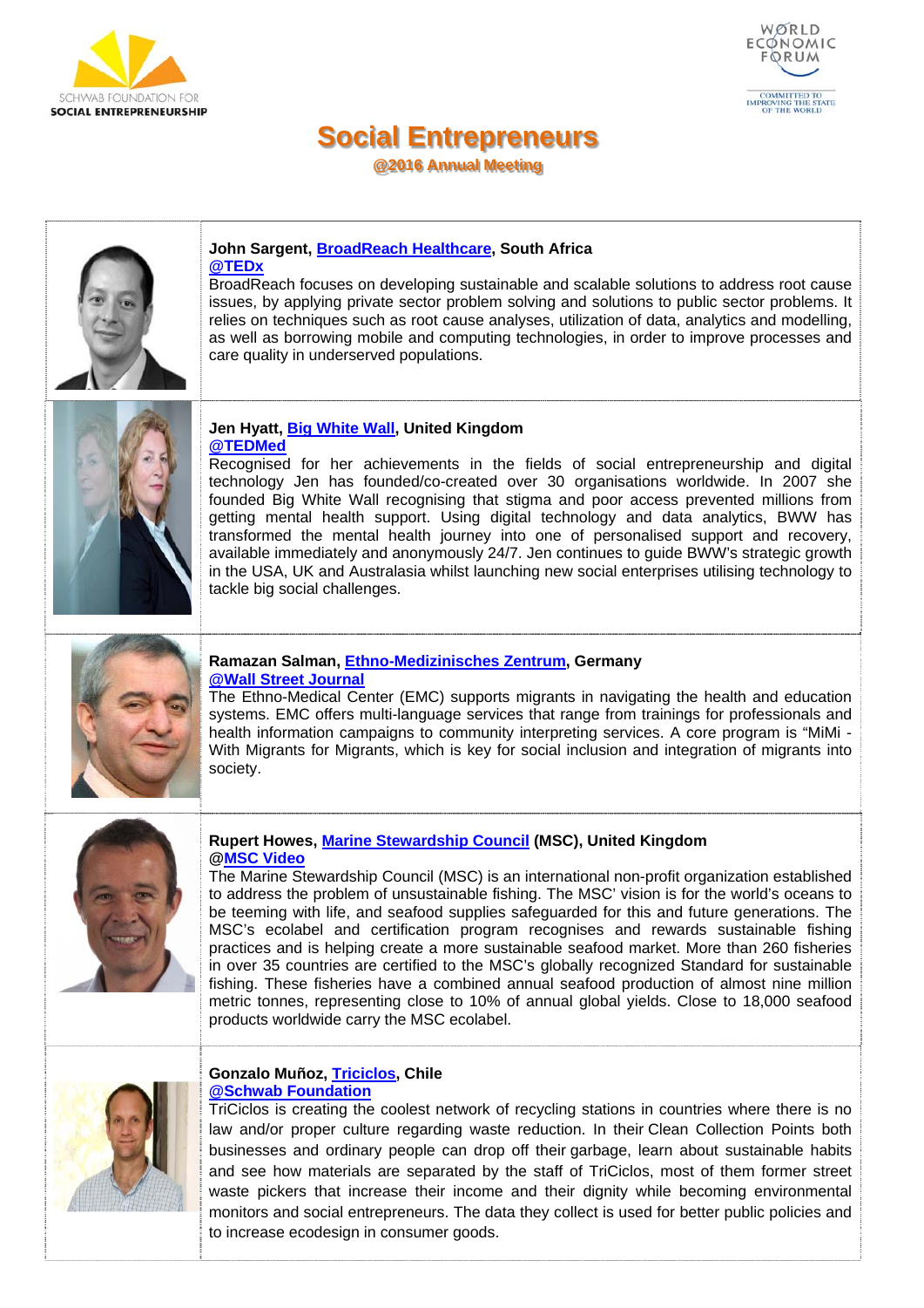SCHWAB FOUNDATION FOR SOCIAL ENTREPRENEURSHIP

WORLD ECONOMIC FORUM
COMMITTED TO IMPROVING THE STATE OF THE WORLD

# Social Entrepreneurs

**@2016 Annual Meeting**

**John Sargent, BroadReach Healthcare, South Africa**
**@TEDx**
BroadReach focuses on developing sustainable and scalable solutions to address root cause issues, by applying private sector problem solving and solutions to public sector problems. It relies on techniques such as root cause analyses, utilization of data, analytics and modelling, as well as borrowing mobile and computing technologies, in order to improve processes and care quality in underserved populations.

**Jen Hyatt, Big White Wall, United Kingdom**
**@TEDMed**
Recognised for her achievements in the fields of social entrepreneurship and digital technology Jen has founded/co-created over 30 organisations worldwide. In 2007 she founded Big White Wall recognising that stigma and poor access prevented millions from getting mental health support. Using digital technology and data analytics, BWW has transformed the mental health journey into one of personalised support and recovery, available immediately and anonymously 24/7. Jen continues to guide BWW's strategic growth in the USA, UK and Australasia whilst launching new social enterprises utilising technology to tackle big social challenges.

**Ramazan Salman, Ethno-Medizinisches Zentrum, Germany**
**@Wall Street Journal**
The Ethno-Medical Center (EMC) supports migrants in navigating the health and education systems. EMC offers multi-language services that range from trainings for professionals and health information campaigns to community interpreting services. A core program is "MiMi - With Migrants for Migrants, which is key for social inclusion and integration of migrants into society.

**Rupert Howes, Marine Stewardship Council (MSC), United Kingdom**
**@MSC Video**
The Marine Stewardship Council (MSC) is an international non-profit organization established to address the problem of unsustainable fishing. The MSC' vision is for the world's oceans to be teeming with life, and seafood supplies safeguarded for this and future generations. The MSC's ecolabel and certification program recognises and rewards sustainable fishing practices and is helping create a more sustainable seafood market. More than 260 fisheries in over 35 countries are certified to the MSC's globally recognized Standard for sustainable fishing. These fisheries have a combined annual seafood production of almost nine million metric tonnes, representing close to 10% of annual global yields. Close to 18,000 seafood products worldwide carry the MSC ecolabel.

**Gonzalo Muñoz, Triciclos, Chile**
**@Schwab Foundation**
TriCiclos is creating the coolest network of recycling stations in countries where there is no law and/or proper culture regarding waste reduction. In their Clean Collection Points both businesses and ordinary people can drop off their garbage, learn about sustainable habits and see how materials are separated by the staff of TriCiclos, most of them former street waste pickers that increase their income and their dignity while becoming environmental monitors and social entrepreneurs. The data they collect is used for better public policies and to increase ecodesign in consumer goods.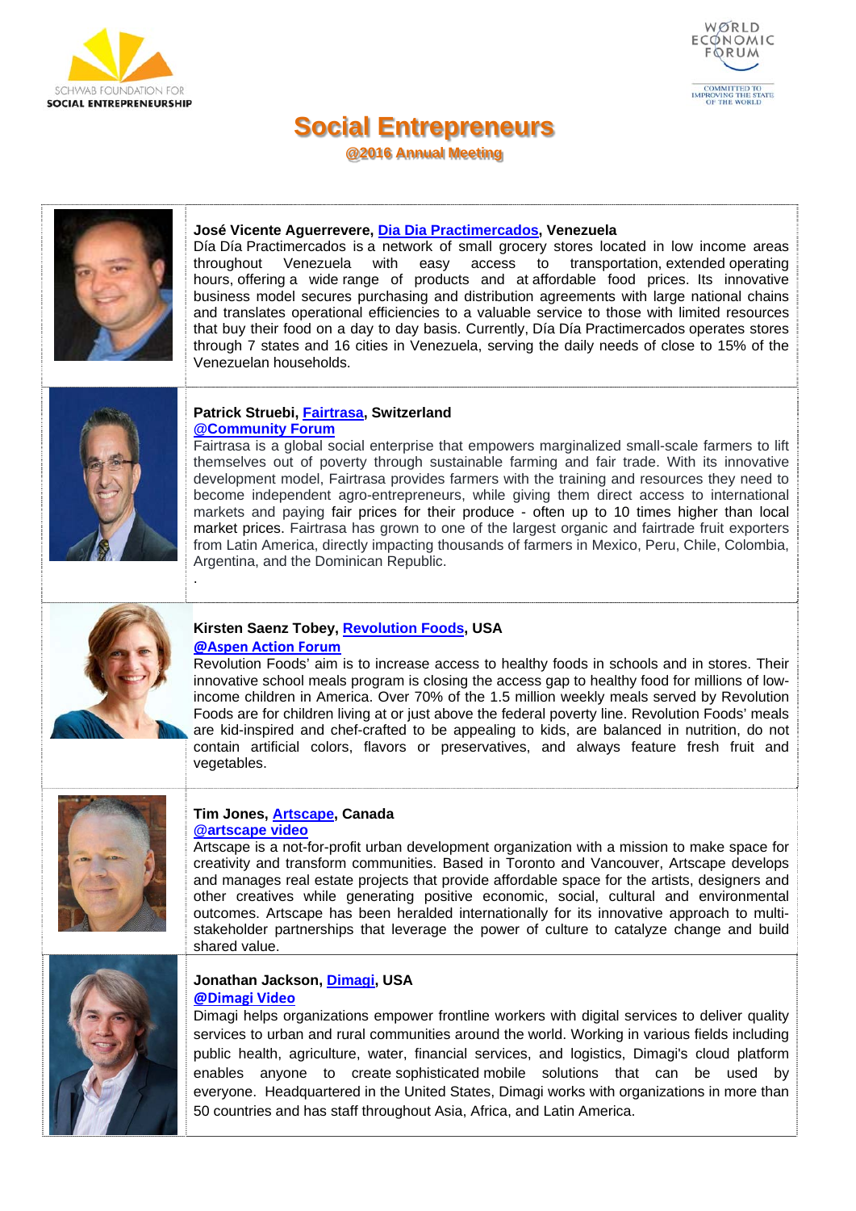SCHWAB FOUNDATION FOR SOCIAL ENTREPRENEURSHIP

WORLD ECONOMIC FORUM
COMMITTED TO IMPROVING THE STATE OF THE WORLD

# Social Entrepreneurs

## @2016 Annual Meeting

**José Vicente Aguerrevere, Dia Dia Practimercados, Venezuela**

Día Día Practimercados is a network of small grocery stores located in low income areas throughout Venezuela with easy access to transportation, extended operating hours, offering a wide range of products and at affordable food prices. Its innovative business model secures purchasing and distribution agreements with large national chains and translates operational efficiencies to a valuable service to those with limited resources that buy their food on a day to day basis. Currently, Día Día Practimercados operates stores through 7 states and 16 cities in Venezuela, serving the daily needs of close to 15% of the Venezuelan households.

**Patrick Struebi, Fairtrasa, Switzerland**

**@Community Forum**

Fairtrasa is a global social enterprise that empowers marginalized small-scale farmers to lift themselves out of poverty through sustainable farming and fair trade. With its innovative development model, Fairtrasa provides farmers with the training and resources they need to become independent agro-entrepreneurs, while giving them direct access to international markets and paying fair prices for their produce - often up to 10 times higher than local market prices. Fairtrasa has grown to one of the largest organic and fairtrade fruit exporters from Latin America, directly impacting thousands of farmers in Mexico, Peru, Chile, Colombia, Argentina, and the Dominican Republic.

.

**Kirsten Saenz Tobey, Revolution Foods, USA**

**@Aspen Action Forum**

Revolution Foods' aim is to increase access to healthy foods in schools and in stores. Their innovative school meals program is closing the access gap to healthy food for millions of low-income children in America. Over 70% of the 1.5 million weekly meals served by Revolution Foods are for children living at or just above the federal poverty line. Revolution Foods' meals are kid-inspired and chef-crafted to be appealing to kids, are balanced in nutrition, do not contain artificial colors, flavors or preservatives, and always feature fresh fruit and vegetables.

**Tim Jones, Artscape, Canada**

**@artscape video**

Artscape is a not-for-profit urban development organization with a mission to make space for creativity and transform communities. Based in Toronto and Vancouver, Artscape develops and manages real estate projects that provide affordable space for the artists, designers and other creatives while generating positive economic, social, cultural and environmental outcomes. Artscape has been heralded internationally for its innovative approach to multi-stakeholder partnerships that leverage the power of culture to catalyze change and build shared value.

**Jonathan Jackson, Dimagi, USA**

**@Dimagi Video**

Dimagi helps organizations empower frontline workers with digital services to deliver quality services to urban and rural communities around the world. Working in various fields including public health, agriculture, water, financial services, and logistics, Dimagi's cloud platform enables anyone to create sophisticated mobile solutions that can be used by everyone. Headquartered in the United States, Dimagi works with organizations in more than 50 countries and has staff throughout Asia, Africa, and Latin America.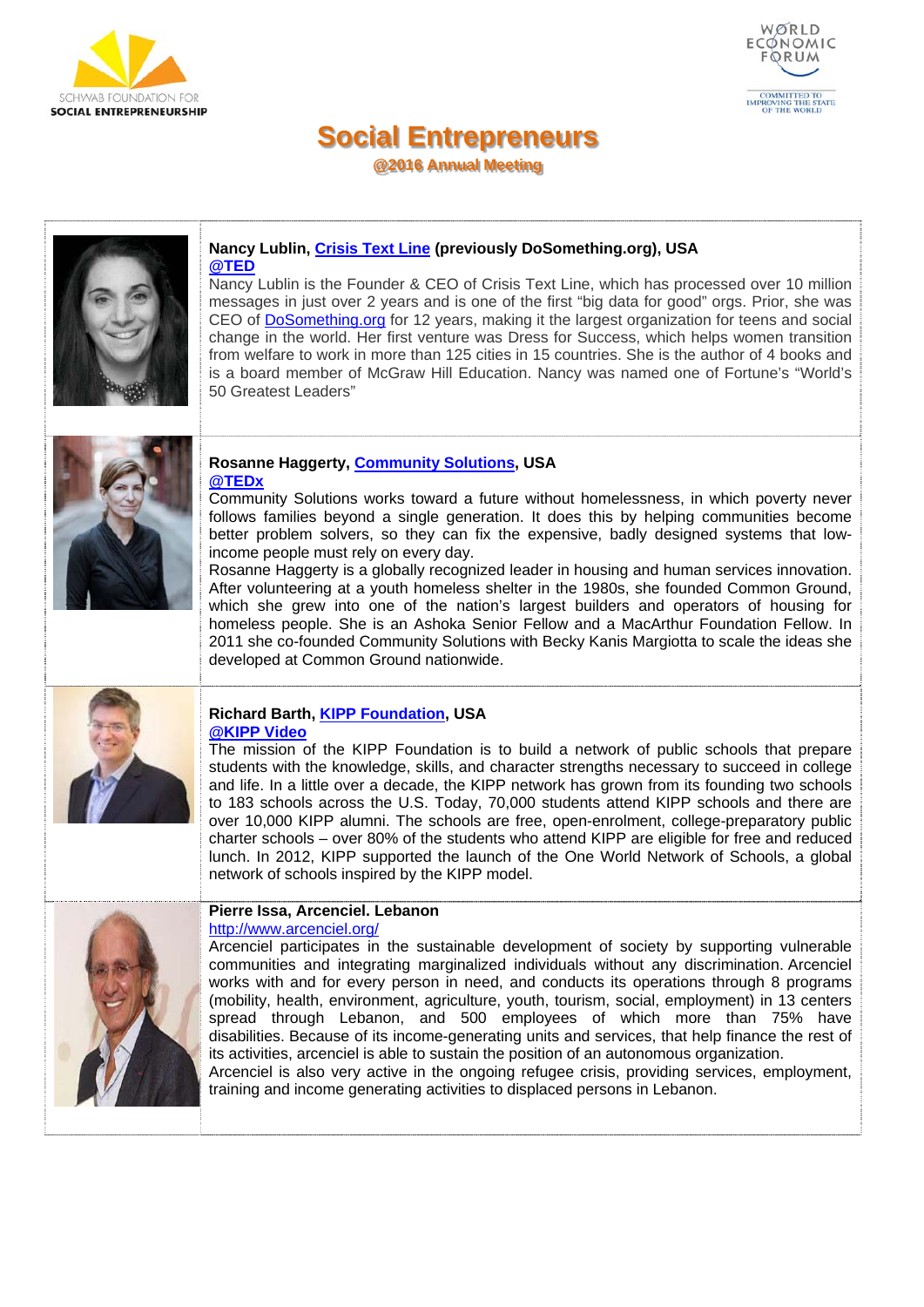# Social Entrepreneurs

**@2016 Annual Meeting**

**Nancy Lublin, Crisis Text Line (previously DoSomething.org), USA**
**@TED**
Nancy Lublin is the Founder & CEO of Crisis Text Line, which has processed over 10 million messages in just over 2 years and is one of the first "big data for good" orgs. Prior, she was CEO of DoSomething.org for 12 years, making it the largest organization for teens and social change in the world. Her first venture was Dress for Success, which helps women transition from welfare to work in more than 125 cities in 15 countries. She is the author of 4 books and is a board member of McGraw Hill Education. Nancy was named one of Fortune's "World's 50 Greatest Leaders"

**Rosanne Haggerty, Community Solutions, USA**
**@TEDx**
Community Solutions works toward a future without homelessness, in which poverty never follows families beyond a single generation. It does this by helping communities become better problem solvers, so they can fix the expensive, badly designed systems that low-income people must rely on every day.
Rosanne Haggerty is a globally recognized leader in housing and human services innovation. After volunteering at a youth homeless shelter in the 1980s, she founded Common Ground, which she grew into one of the nation's largest builders and operators of housing for homeless people. She is an Ashoka Senior Fellow and a MacArthur Foundation Fellow. In 2011 she co-founded Community Solutions with Becky Kanis Margiotta to scale the ideas she developed at Common Ground nationwide.

**Richard Barth, KIPP Foundation, USA**
**@KIPP Video**
The mission of the KIPP Foundation is to build a network of public schools that prepare students with the knowledge, skills, and character strengths necessary to succeed in college and life. In a little over a decade, the KIPP network has grown from its founding two schools to 183 schools across the U.S. Today, 70,000 students attend KIPP schools and there are over 10,000 KIPP alumni. The schools are free, open-enrolment, college-preparatory public charter schools – over 80% of the students who attend KIPP are eligible for free and reduced lunch. In 2012, KIPP supported the launch of the One World Network of Schools, a global network of schools inspired by the KIPP model.

**Pierre Issa, Arcenciel. Lebanon**
http://www.arcenciel.org/
Arcenciel participates in the sustainable development of society by supporting vulnerable communities and integrating marginalized individuals without any discrimination. Arcenciel works with and for every person in need, and conducts its operations through 8 programs (mobility, health, environment, agriculture, youth, tourism, social, employment) in 13 centers spread through Lebanon, and 500 employees of which more than 75% have disabilities. Because of its income-generating units and services, that help finance the rest of its activities, arcenciel is able to sustain the position of an autonomous organization.
Arcenciel is also very active in the ongoing refugee crisis, providing services, employment, training and income generating activities to displaced persons in Lebanon.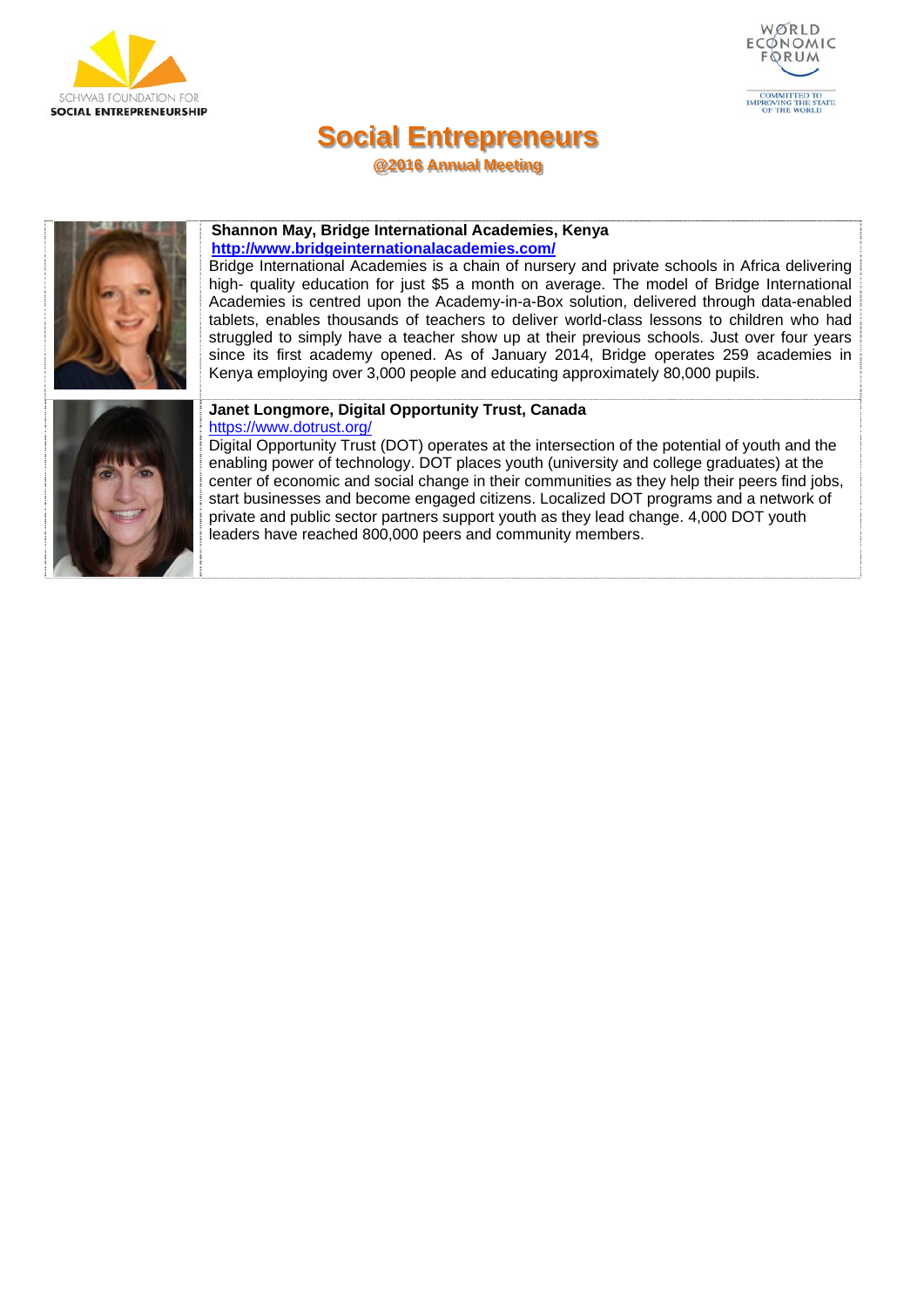# Social Entrepreneurs

## @2016 Annual Meeting

**Shannon May, Bridge International Academies, Kenya**
**http://www.bridgeinternationalacademies.com/**

Bridge International Academies is a chain of nursery and private schools in Africa delivering high- quality education for just $5 a month on average. The model of Bridge International Academies is centred upon the Academy-in-a-Box solution, delivered through data-enabled tablets, enables thousands of teachers to deliver world-class lessons to children who had struggled to simply have a teacher show up at their previous schools. Just over four years since its first academy opened. As of January 2014, Bridge operates 259 academies in Kenya employing over 3,000 people and educating approximately 80,000 pupils.

**Janet Longmore, Digital Opportunity Trust, Canada**
https://www.dotrust.org/

Digital Opportunity Trust (DOT) operates at the intersection of the potential of youth and the enabling power of technology. DOT places youth (university and college graduates) at the center of economic and social change in their communities as they help their peers find jobs, start businesses and become engaged citizens. Localized DOT programs and a network of private and public sector partners support youth as they lead change. 4,000 DOT youth leaders have reached 800,000 peers and community members.